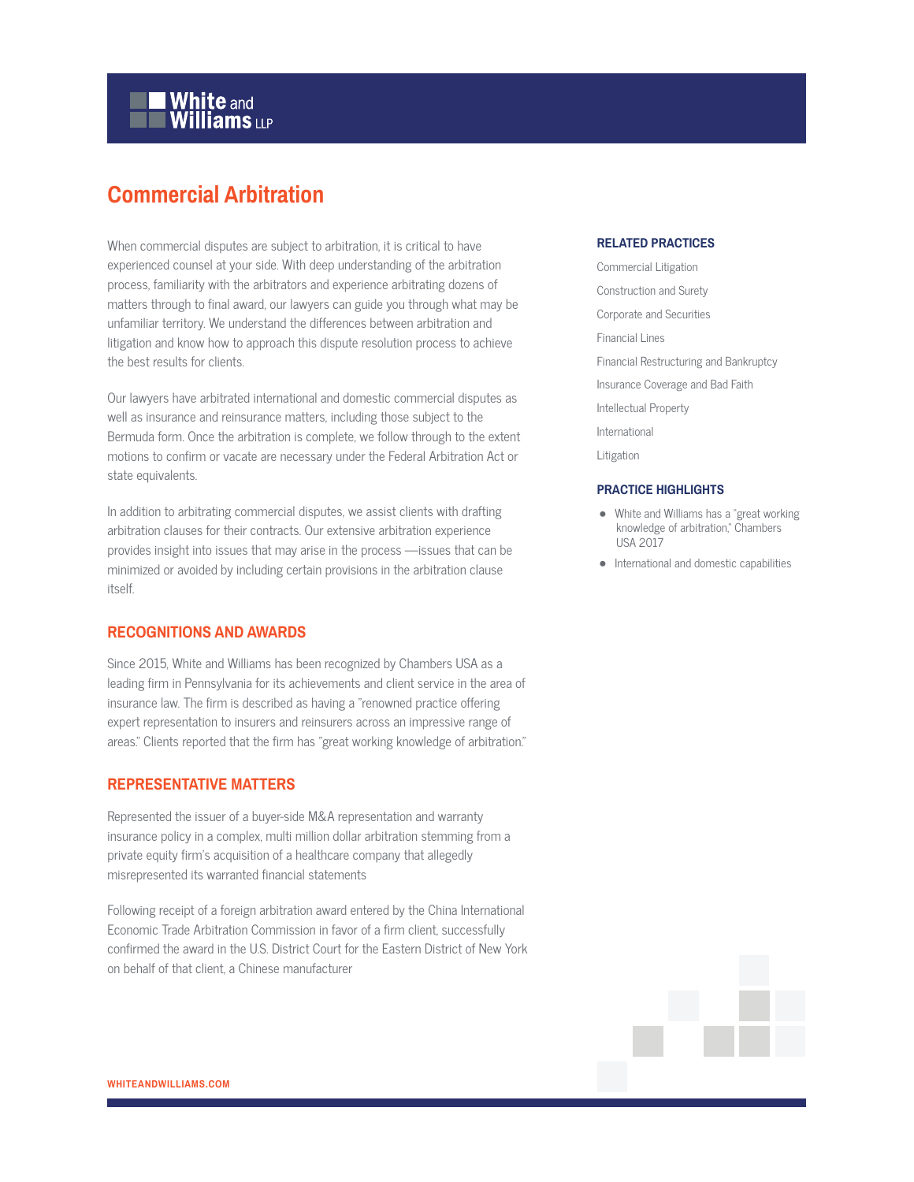# Commercial Arbitration

When commercial disputes are subject to arbitration, it is critical to have experienced counsel at your side. With deep understanding of the arbitration process, familiarity with the arbitrators and experience arbitrating dozens of matters through to final award, our lawyers can guide you through what may be unfamiliar territory. We understand the differences between arbitration and litigation and know how to approach this dispute resolution process to achieve the best results for clients.

Our lawyers have arbitrated international and domestic commercial disputes as well as insurance and reinsurance matters, including those subject to the Bermuda form. Once the arbitration is complete, we follow through to the extent motions to confirm or vacate are necessary under the Federal Arbitration Act or state equivalents.

In addition to arbitrating commercial disputes, we assist clients with drafting arbitration clauses for their contracts. Our extensive arbitration experience provides insight into issues that may arise in the process —issues that can be minimized or avoided by including certain provisions in the arbitration clause itself.

## RECOGNITIONS AND AWARDS

Since 2015, White and Williams has been recognized by Chambers USA as a leading firm in Pennsylvania for its achievements and client service in the area of insurance law. The firm is described as having a "renowned practice offering expert representation to insurers and reinsurers across an impressive range of areas." Clients reported that the firm has "great working knowledge of arbitration."

## REPRESENTATIVE MATTERS

Represented the issuer of a buyer-side M&A representation and warranty insurance policy in a complex, multi million dollar arbitration stemming from a private equity firm's acquisition of a healthcare company that allegedly misrepresented its warranted financial statements

Following receipt of a foreign arbitration award entered by the China International Economic Trade Arbitration Commission in favor of a firm client, successfully confirmed the award in the U.S. District Court for the Eastern District of New York on behalf of that client, a Chinese manufacturer

## RELATED PRACTICES

- Commercial Litigation
- Construction and Surety
- Corporate and Securities
- Financial Lines
- Financial Restructuring and Bankruptcy
- Insurance Coverage and Bad Faith
- Intellectual Property
- International
- Litigation

## PRACTICE HIGHLIGHTS

- White and Williams has a "great working knowledge of arbitration," Chambers USA 2017
- International and domestic capabilities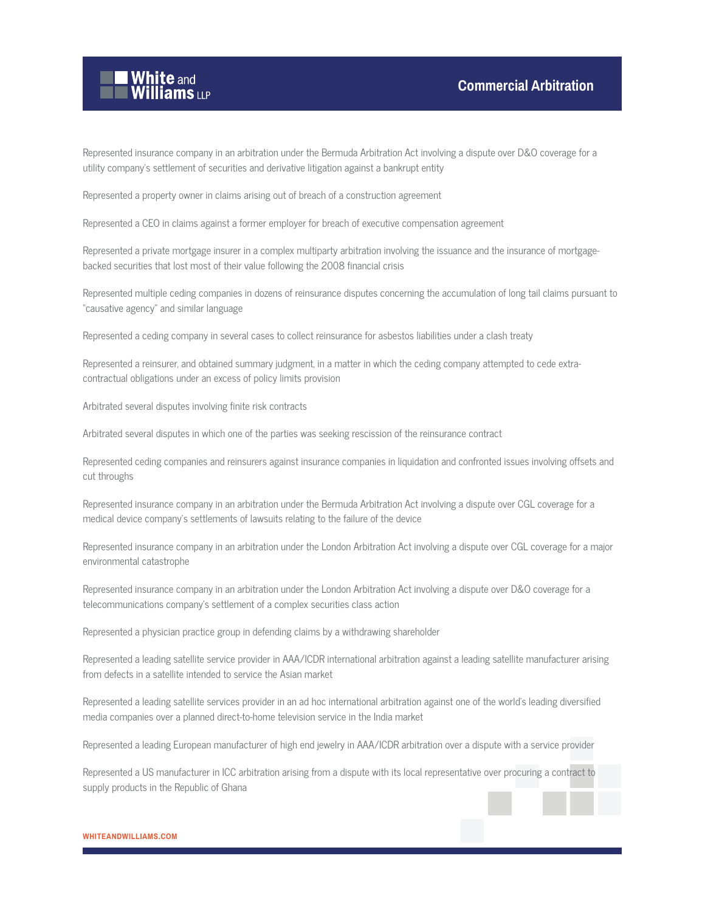Represented insurance company in an arbitration under the Bermuda Arbitration Act involving a dispute over D&O coverage for a utility company's settlement of securities and derivative litigation against a bankrupt entity

Represented a property owner in claims arising out of breach of a construction agreement

Represented a CEO in claims against a former employer for breach of executive compensation agreement

Represented a private mortgage insurer in a complex multiparty arbitration involving the issuance and the insurance of mortgage-backed securities that lost most of their value following the 2008 financial crisis

Represented multiple ceding companies in dozens of reinsurance disputes concerning the accumulation of long tail claims pursuant to "causative agency" and similar language

Represented a ceding company in several cases to collect reinsurance for asbestos liabilities under a clash treaty

Represented a reinsurer, and obtained summary judgment, in a matter in which the ceding company attempted to cede extra-contractual obligations under an excess of policy limits provision

Arbitrated several disputes involving finite risk contracts

Arbitrated several disputes in which one of the parties was seeking rescission of the reinsurance contract

Represented ceding companies and reinsurers against insurance companies in liquidation and confronted issues involving offsets and cut throughs

Represented insurance company in an arbitration under the Bermuda Arbitration Act involving a dispute over CGL coverage for a medical device company's settlements of lawsuits relating to the failure of the device

Represented insurance company in an arbitration under the London Arbitration Act involving a dispute over CGL coverage for a major environmental catastrophe

Represented insurance company in an arbitration under the London Arbitration Act involving a dispute over D&O coverage for a telecommunications company's settlement of a complex securities class action

Represented a physician practice group in defending claims by a withdrawing shareholder

Represented a leading satellite service provider in AAA/ICDR international arbitration against a leading satellite manufacturer arising from defects in a satellite intended to service the Asian market

Represented a leading satellite services provider in an ad hoc international arbitration against one of the world's leading diversified media companies over a planned direct-to-home television service in the India market

Represented a leading European manufacturer of high end jewelry in AAA/ICDR arbitration over a dispute with a service provider

Represented a US manufacturer in ICC arbitration arising from a dispute with its local representative over procuring a contract to supply products in the Republic of Ghana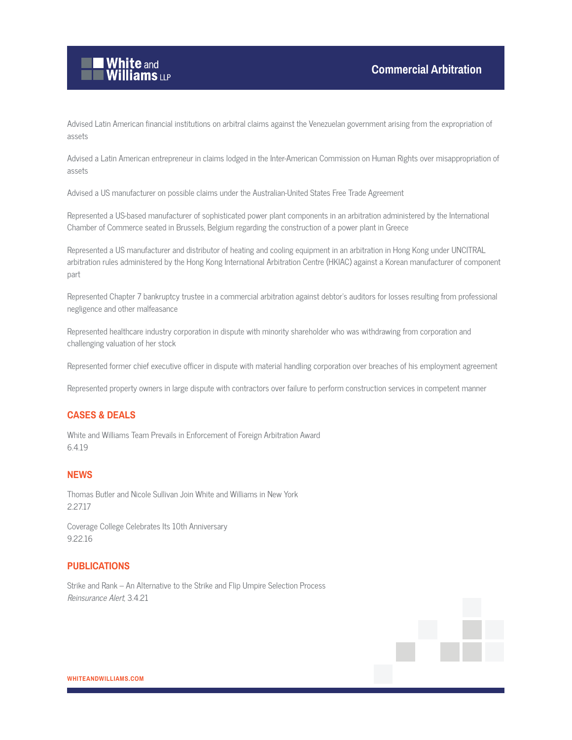Advised Latin American financial institutions on arbitral claims against the Venezuelan government arising from the expropriation of assets

Advised a Latin American entrepreneur in claims lodged in the Inter-American Commission on Human Rights over misappropriation of assets

Advised a US manufacturer on possible claims under the Australian-United States Free Trade Agreement

Represented a US-based manufacturer of sophisticated power plant components in an arbitration administered by the International Chamber of Commerce seated in Brussels, Belgium regarding the construction of a power plant in Greece

Represented a US manufacturer and distributor of heating and cooling equipment in an arbitration in Hong Kong under UNCITRAL arbitration rules administered by the Hong Kong International Arbitration Centre (HKIAC) against a Korean manufacturer of component part

Represented Chapter 7 bankruptcy trustee in a commercial arbitration against debtor's auditors for losses resulting from professional negligence and other malfeasance

Represented healthcare industry corporation in dispute with minority shareholder who was withdrawing from corporation and challenging valuation of her stock

Represented former chief executive officer in dispute with material handling corporation over breaches of his employment agreement

Represented property owners in large dispute with contractors over failure to perform construction services in competent manner

## CASES & DEALS

White and Williams Team Prevails in Enforcement of Foreign Arbitration Award
6.4.19

## NEWS

Thomas Butler and Nicole Sullivan Join White and Williams in New York
2.27.17

Coverage College Celebrates Its 10th Anniversary
9.22.16

## PUBLICATIONS

Strike and Rank – An Alternative to the Strike and Flip Umpire Selection Process
*Reinsurance Alert*, 3.4.21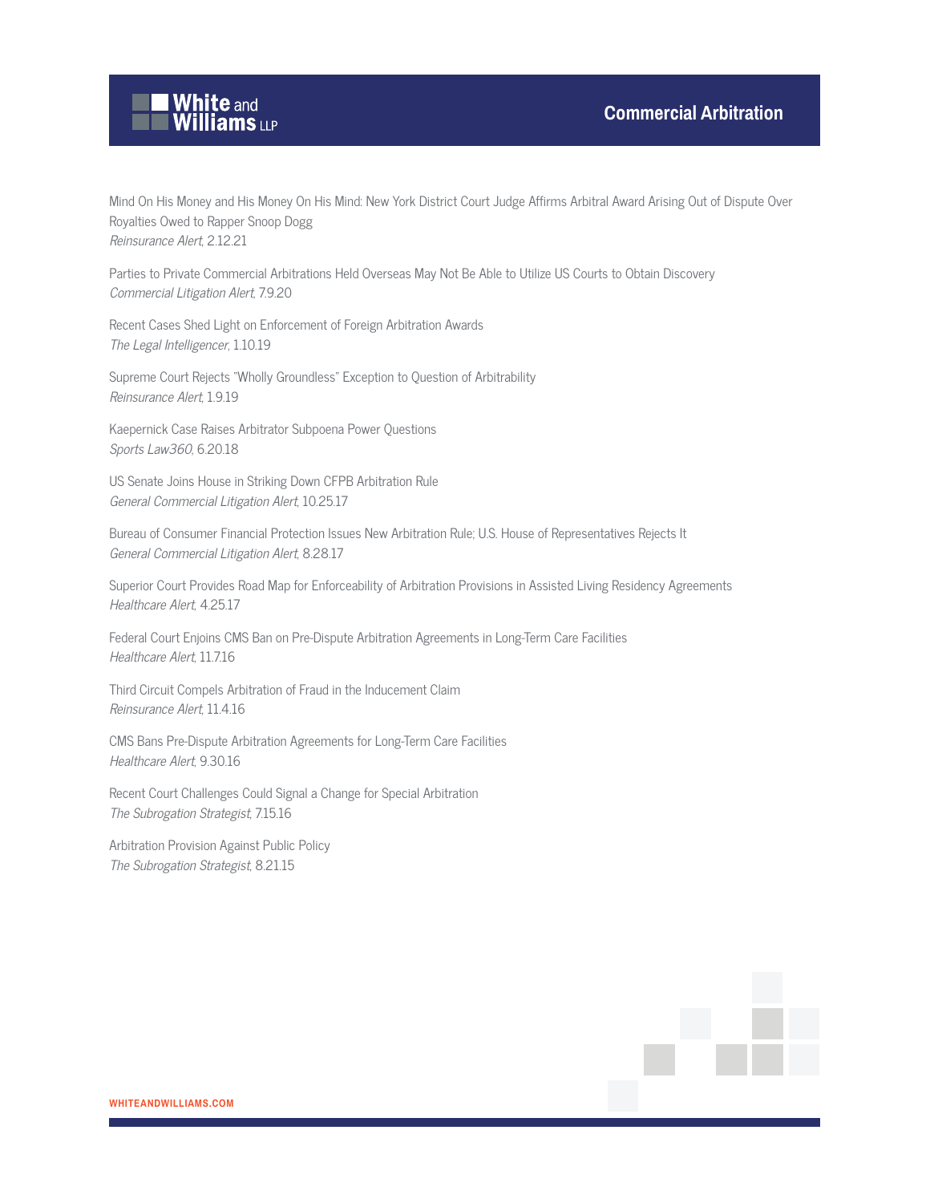Mind On His Money and His Money On His Mind: New York District Court Judge Affirms Arbitral Award Arising Out of Dispute Over Royalties Owed to Rapper Snoop Dogg
*Reinsurance Alert*, 2.12.21

Parties to Private Commercial Arbitrations Held Overseas May Not Be Able to Utilize US Courts to Obtain Discovery
*Commercial Litigation Alert*, 7.9.20

Recent Cases Shed Light on Enforcement of Foreign Arbitration Awards
*The Legal Intelligencer*, 1.10.19

Supreme Court Rejects "Wholly Groundless" Exception to Question of Arbitrability
*Reinsurance Alert*, 1.9.19

Kaepernick Case Raises Arbitrator Subpoena Power Questions
*Sports Law360*, 6.20.18

US Senate Joins House in Striking Down CFPB Arbitration Rule
*General Commercial Litigation Alert*, 10.25.17

Bureau of Consumer Financial Protection Issues New Arbitration Rule; U.S. House of Representatives Rejects It
*General Commercial Litigation Alert*, 8.28.17

Superior Court Provides Road Map for Enforceability of Arbitration Provisions in Assisted Living Residency Agreements
*Healthcare Alert*, 4.25.17

Federal Court Enjoins CMS Ban on Pre-Dispute Arbitration Agreements in Long-Term Care Facilities
*Healthcare Alert*, 11.7.16

Third Circuit Compels Arbitration of Fraud in the Inducement Claim
*Reinsurance Alert*, 11.4.16

CMS Bans Pre-Dispute Arbitration Agreements for Long-Term Care Facilities
*Healthcare Alert*, 9.30.16

Recent Court Challenges Could Signal a Change for Special Arbitration
*The Subrogation Strategist*, 7.15.16

Arbitration Provision Against Public Policy
*The Subrogation Strategist*, 8.21.15